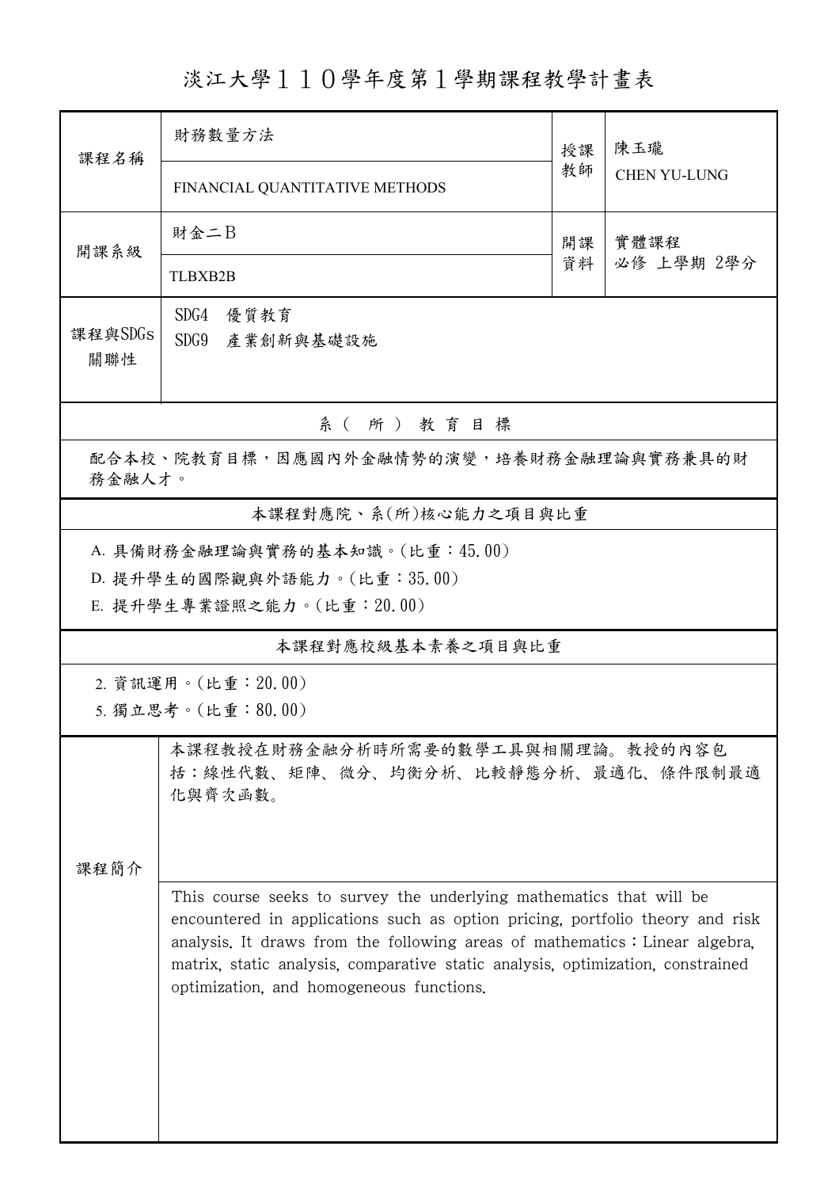# 淡江大學１１０學年度第１學期課程教學計畫表

| 課程名稱 | 財務數量方法 | 授課教師 | 陳玉瓏 |
|---|---|---|---|
| | FINANCIAL QUANTITATIVE METHODS | | CHEN YU-LUNG |
| 開課系級 | 財金二B | 開課資料 | 實體課程<br>必修 上學期 2學分 |
| | TLBXB2B | | |
| 課程與SDGs關聯性 | SDG4 優質教育<br>SDG9 產業創新與基礎設施 | | |

## 系（所）教育目標

配合本校、院教育目標，因應國內外金融情勢的演變，培養財務金融理論與實務兼具的財務金融人才。

## 本課程對應院、系(所)核心能力之項目與比重

A. 具備財務金融理論與實務的基本知識。(比重：45.00)

D. 提升學生的國際觀與外語能力。(比重：35.00)

E. 提升學生專業證照之能力。(比重：20.00)

## 本課程對應校級基本素養之項目與比重

2. 資訊運用。(比重：20.00)
5. 獨立思考。(比重：80.00)

## 課程簡介

本課程教授在財務金融分析時所需要的數學工具與相關理論。教授的內容包括：線性代數、矩陣、微分、均衡分析、比較靜態分析、最適化、條件限制最適化與齊次函數。

This course seeks to survey the underlying mathematics that will be encountered in applications such as option pricing, portfolio theory and risk analysis. It draws from the following areas of mathematics：Linear algebra, matrix, static analysis, comparative static analysis, optimization, constrained optimization, and homogeneous functions.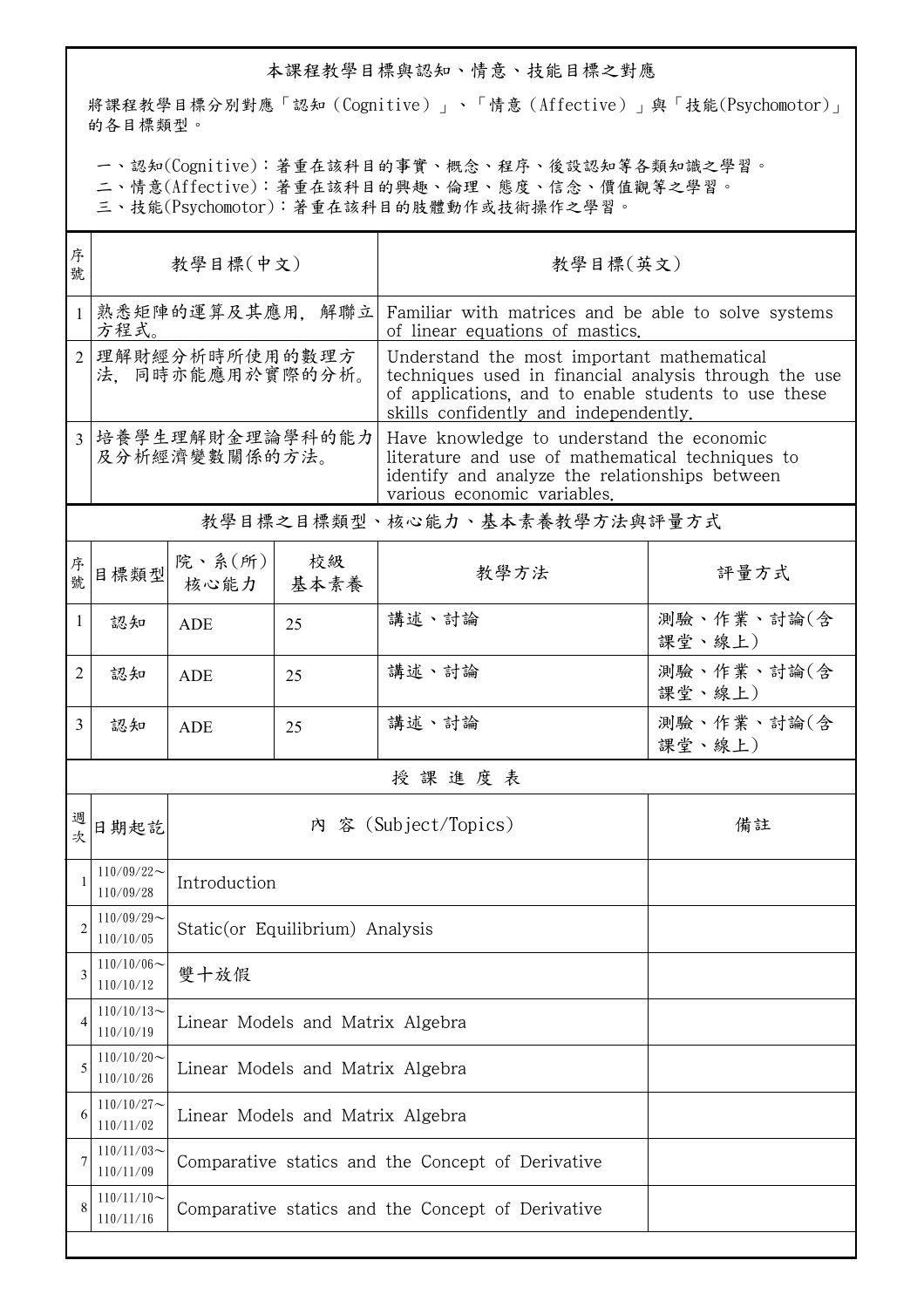## 本課程教學目標與認知、情意、技能目標之對應

將課程教學目標分別對應「認知（Cognitive）」、「情意（Affective）」與「技能(Psychomotor)」的各目標類型。

一、認知(Cognitive)：著重在該科目的事實、概念、程序、後設認知等各類知識之學習。
二、情意(Affective)：著重在該科目的興趣、倫理、態度、信念、價值觀等之學習。
三、技能(Psychomotor)：著重在該科目的肢體動作或技術操作之學習。

| 序號 | 教學目標(中文) | 教學目標(英文) |
| --- | --- | --- |
| 1 | 熟悉矩陣的運算及其應用，解聯立方程式。 | Familiar with matrices and be able to solve systems of linear equations of mastics. |
| 2 | 理解財經分析時所使用的數理方法，同時亦能應用於實際的分析。 | Understand the most important mathematical techniques used in financial analysis through the use of applications, and to enable students to use these skills confidently and independently. |
| 3 | 培養學生理解財金理論學科的能力及分析經濟變數關係的方法。 | Have knowledge to understand the economic literature and use of mathematical techniques to identify and analyze the relationships between various economic variables. |

## 教學目標之目標類型、核心能力、基本素養教學方法與評量方式

| 序號 | 目標類型 | 院、系(所)核心能力 | 校級基本素養 | 教學方法 | 評量方式 |
| --- | --- | --- | --- | --- | --- |
| 1 | 認知 | ADE | 25 | 講述、討論 | 測驗、作業、討論(含課堂、線上) |
| 2 | 認知 | ADE | 25 | 講述、討論 | 測驗、作業、討論(含課堂、線上) |
| 3 | 認知 | ADE | 25 | 講述、討論 | 測驗、作業、討論(含課堂、線上) |

## 授 課 進 度 表

| 週次 | 日期起訖 | 內 容 (Subject/Topics) | 備註 |
| --- | --- | --- | --- |
| 1 | 110/09/22～110/09/28 | Introduction | |
| 2 | 110/09/29～110/10/05 | Static(or Equilibrium) Analysis | |
| 3 | 110/10/06～110/10/12 | 雙十放假 | |
| 4 | 110/10/13～110/10/19 | Linear Models and Matrix Algebra | |
| 5 | 110/10/20～110/10/26 | Linear Models and Matrix Algebra | |
| 6 | 110/10/27～110/11/02 | Linear Models and Matrix Algebra | |
| 7 | 110/11/03～110/11/09 | Comparative statics and the Concept of Derivative | |
| 8 | 110/11/10～110/11/16 | Comparative statics and the Concept of Derivative | |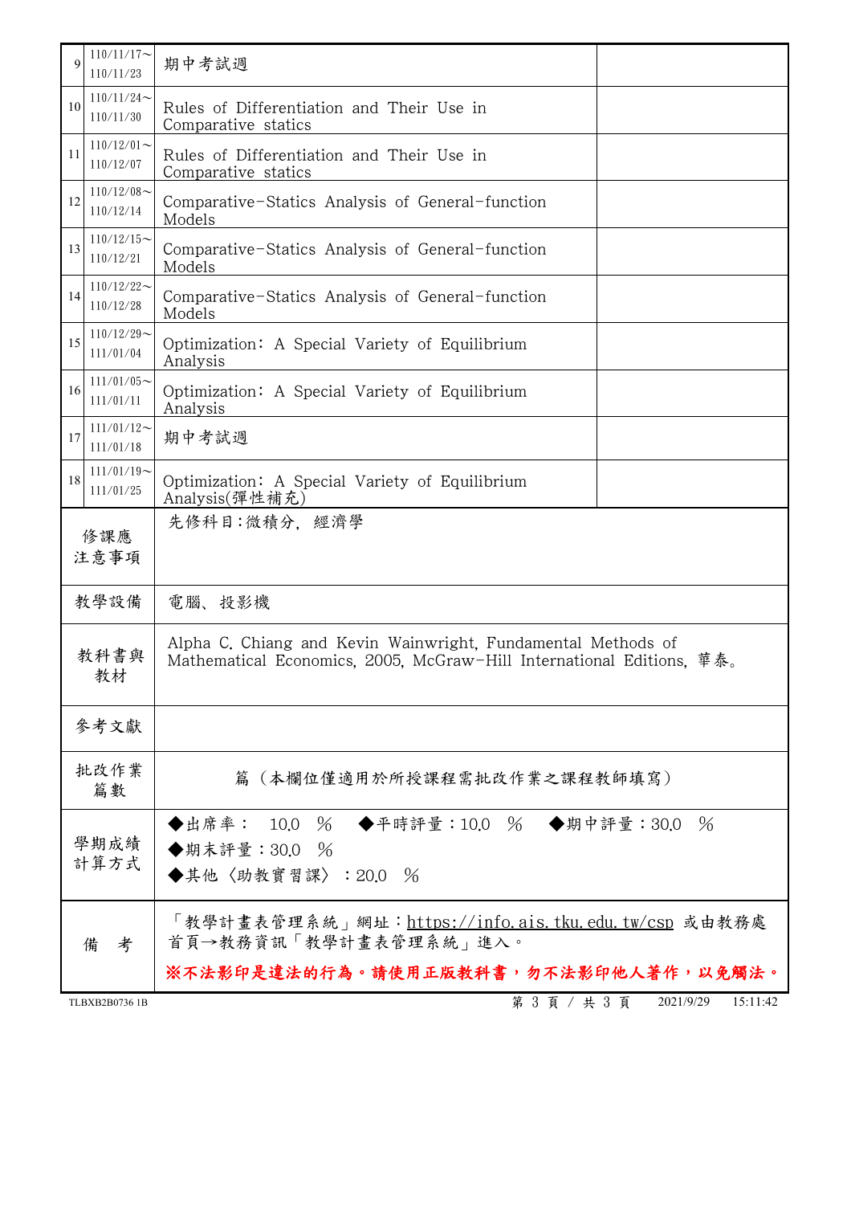| | | | |
|---|---|---|---|
| 9 | 110/11/17～<br>110/11/23 | 期中考試週 | |
| 10 | 110/11/24～<br>110/11/30 | Rules of Differentiation and Their Use in Comparative statics | |
| 11 | 110/12/01～<br>110/12/07 | Rules of Differentiation and Their Use in Comparative statics | |
| 12 | 110/12/08～<br>110/12/14 | Comparative-Statics Analysis of General-function Models | |
| 13 | 110/12/15～<br>110/12/21 | Comparative-Statics Analysis of General-function Models | |
| 14 | 110/12/22～<br>110/12/28 | Comparative-Statics Analysis of General-function Models | |
| 15 | 110/12/29～<br>111/01/04 | Optimization: A Special Variety of Equilibrium Analysis | |
| 16 | 111/01/05～<br>111/01/11 | Optimization: A Special Variety of Equilibrium Analysis | |
| 17 | 111/01/12～<br>111/01/18 | 期中考試週 | |
| 18 | 111/01/19～<br>111/01/25 | Optimization: A Special Variety of Equilibrium Analysis(彈性補充) | |

| | |
|---|---|
| 修課應注意事項 | 先修科目：微積分, 經濟學 |
| 教學設備 | 電腦、投影機 |
| 教科書與教材 | Alpha C. Chiang and Kevin Wainwright, Fundamental Methods of Mathematical Economics, 2005, McGraw-Hill International Editions, 華泰。 |
| 參考文獻 | |
| 批改作業篇數 | 篇（本欄位僅適用於所授課程需批改作業之課程教師填寫） |
| 學期成績計算方式 | ◆出席率： 10.0 %　◆平時評量：10.0 %　◆期中評量：30.0 %<br>◆期末評量：30.0 %<br>◆其他〈助教實習課〉：20.0 % |
| 備　考 | 「教學計畫表管理系統」網址：https://info.ais.tku.edu.tw/csp 或由教務處首頁→教務資訊「教學計畫表管理系統」進入。<br>**※不法影印是違法的行為。請使用正版教科書，勿不法影印他人著作，以免觸法。** |

TLBXB2B0736 1B　　2021/9/29　15:11:42